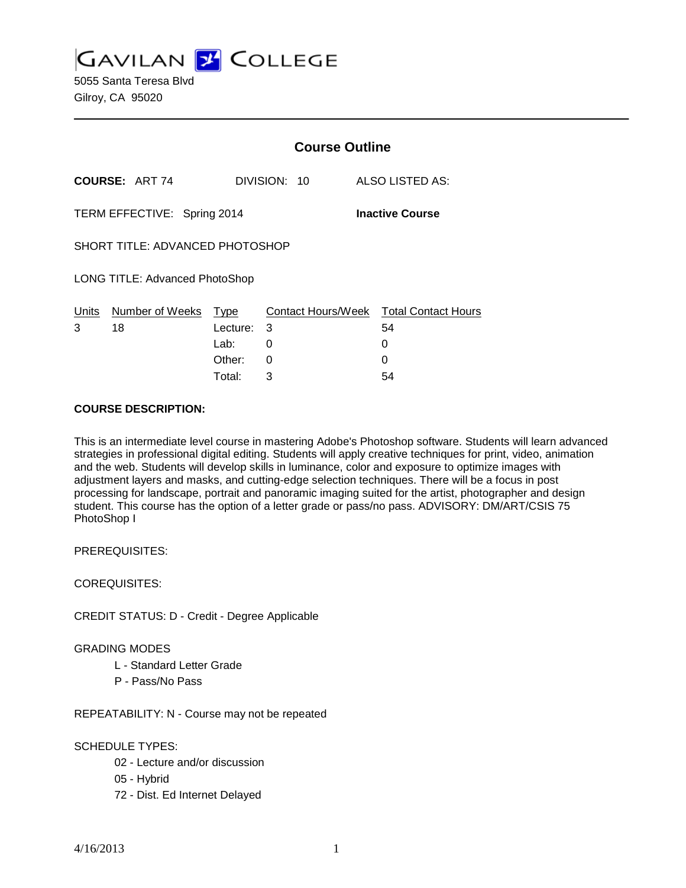# GAVILAN COLLEGE

5055 Santa Teresa Blvd
Gilroy, CA 95020

## Course Outline

**COURSE:** ART 74 DIVISION: 10 ALSO LISTED AS:

TERM EFFECTIVE: Spring 2014 **Inactive Course**

SHORT TITLE: ADVANCED PHOTOSHOP

LONG TITLE: Advanced PhotoShop

| Units | Number of Weeks | Type | Contact Hours/Week | Total Contact Hours |
|---|---|---|---|---|
| 3 | 18 | Lecture: | 3 | 54 |
| | | Lab: | 0 | 0 |
| | | Other: | 0 | 0 |
| | | Total: | 3 | 54 |

**COURSE DESCRIPTION:**

This is an intermediate level course in mastering Adobe's Photoshop software. Students will learn advanced strategies in professional digital editing. Students will apply creative techniques for print, video, animation and the web. Students will develop skills in luminance, color and exposure to optimize images with adjustment layers and masks, and cutting-edge selection techniques. There will be a focus in post processing for landscape, portrait and panoramic imaging suited for the artist, photographer and design student. This course has the option of a letter grade or pass/no pass. ADVISORY: DM/ART/CSIS 75 PhotoShop I

PREREQUISITES:

COREQUISITES:

CREDIT STATUS: D - Credit - Degree Applicable

GRADING MODES

- L - Standard Letter Grade
- P - Pass/No Pass

REPEATABILITY: N - Course may not be repeated

SCHEDULE TYPES:

- 02 - Lecture and/or discussion
- 05 - Hybrid
- 72 - Dist. Ed Internet Delayed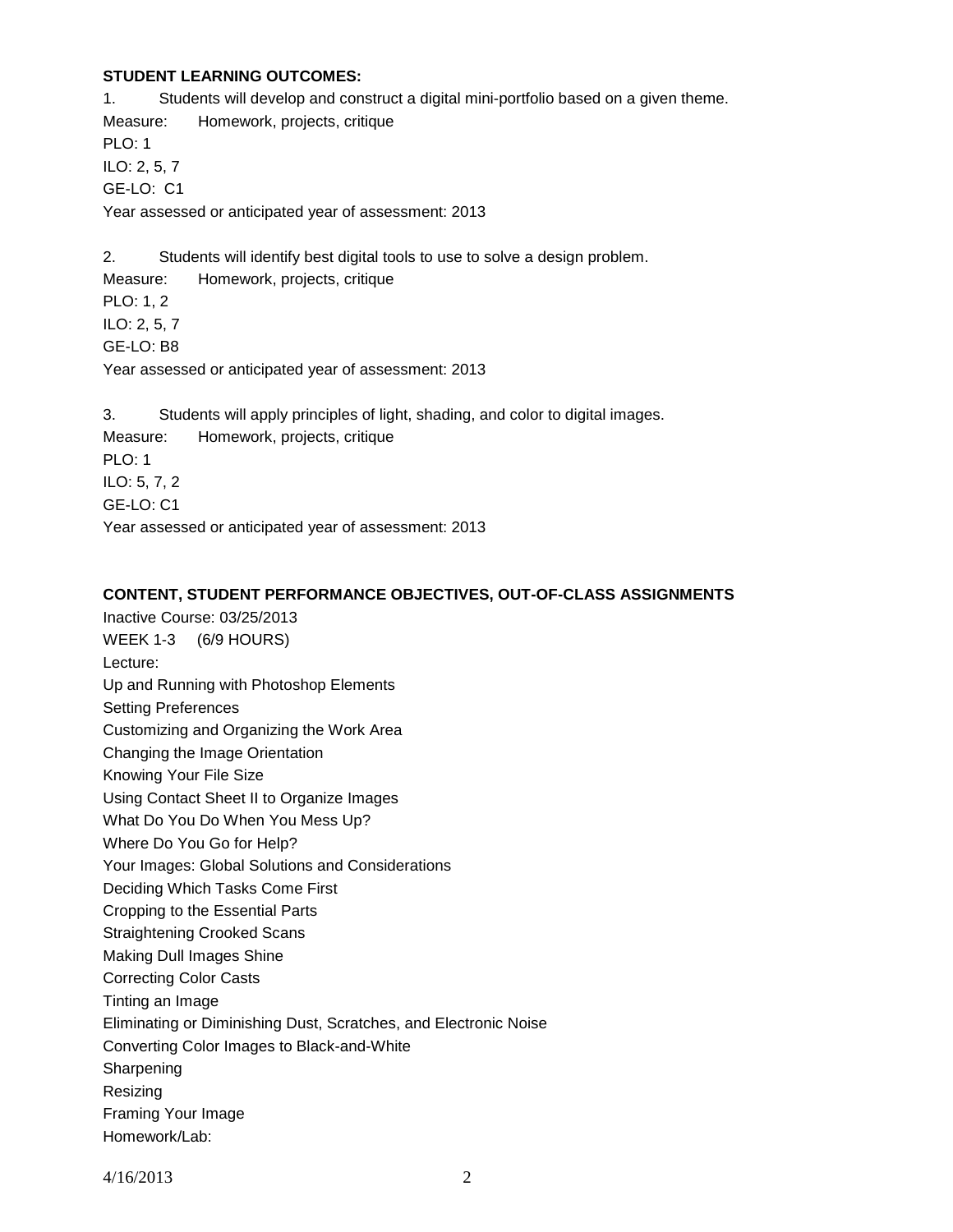**STUDENT LEARNING OUTCOMES:**

1. Students will develop and construct a digital mini-portfolio based on a given theme.

Measure: Homework, projects, critique
PLO: 1
ILO: 2, 5, 7
GE-LO: C1
Year assessed or anticipated year of assessment: 2013

2. Students will identify best digital tools to use to solve a design problem.

Measure: Homework, projects, critique
PLO: 1, 2
ILO: 2, 5, 7
GE-LO: B8
Year assessed or anticipated year of assessment: 2013

3. Students will apply principles of light, shading, and color to digital images.

Measure: Homework, projects, critique
PLO: 1
ILO: 5, 7, 2
GE-LO: C1
Year assessed or anticipated year of assessment: 2013

**CONTENT, STUDENT PERFORMANCE OBJECTIVES, OUT-OF-CLASS ASSIGNMENTS**

Inactive Course: 03/25/2013
WEEK 1-3 (6/9 HOURS)
Lecture:
Up and Running with Photoshop Elements
Setting Preferences
Customizing and Organizing the Work Area
Changing the Image Orientation
Knowing Your File Size
Using Contact Sheet II to Organize Images
What Do You Do When You Mess Up?
Where Do You Go for Help?
Your Images: Global Solutions and Considerations
Deciding Which Tasks Come First
Cropping to the Essential Parts
Straightening Crooked Scans
Making Dull Images Shine
Correcting Color Casts
Tinting an Image
Eliminating or Diminishing Dust, Scratches, and Electronic Noise
Converting Color Images to Black-and-White
Sharpening
Resizing
Framing Your Image
Homework/Lab: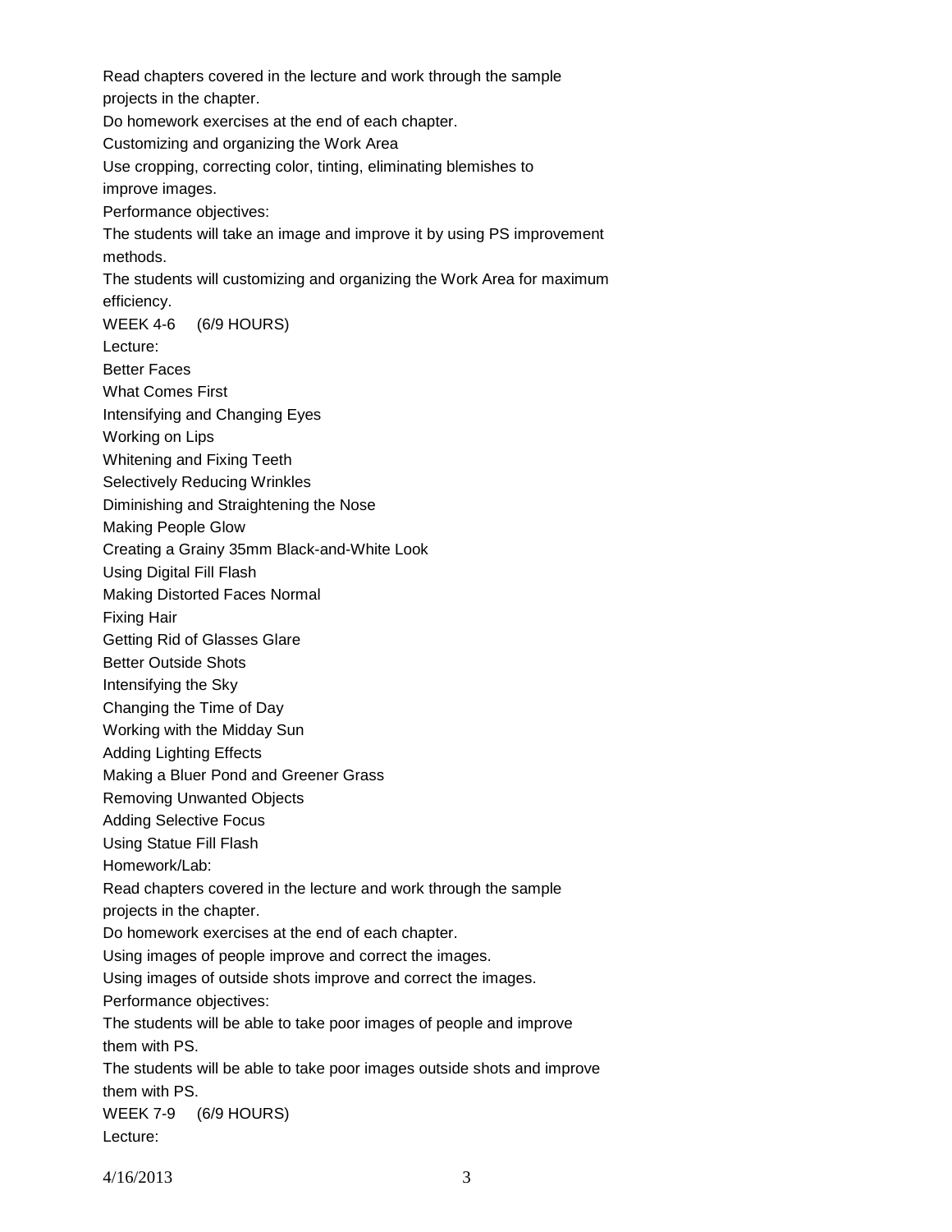Read chapters covered in the lecture and work through the sample projects in the chapter.

Do homework exercises at the end of each chapter.

Customizing and organizing the Work Area

Use cropping, correcting color, tinting, eliminating blemishes to improve images.

Performance objectives:

The students will take an image and improve it by using PS improvement methods.

The students will customizing and organizing the Work Area for maximum efficiency.

WEEK 4-6 (6/9 HOURS)

Lecture:

Better Faces

What Comes First

Intensifying and Changing Eyes

Working on Lips

Whitening and Fixing Teeth

Selectively Reducing Wrinkles

Diminishing and Straightening the Nose

Making People Glow

Creating a Grainy 35mm Black-and-White Look

Using Digital Fill Flash

Making Distorted Faces Normal

Fixing Hair

Getting Rid of Glasses Glare

Better Outside Shots

Intensifying the Sky

Changing the Time of Day

Working with the Midday Sun

Adding Lighting Effects

Making a Bluer Pond and Greener Grass

Removing Unwanted Objects

Adding Selective Focus

Using Statue Fill Flash

Homework/Lab:

Read chapters covered in the lecture and work through the sample projects in the chapter.

Do homework exercises at the end of each chapter.

Using images of people improve and correct the images.

Using images of outside shots improve and correct the images.

Performance objectives:

The students will be able to take poor images of people and improve them with PS.

The students will be able to take poor images outside shots and improve them with PS.

WEEK 7-9 (6/9 HOURS)

Lecture: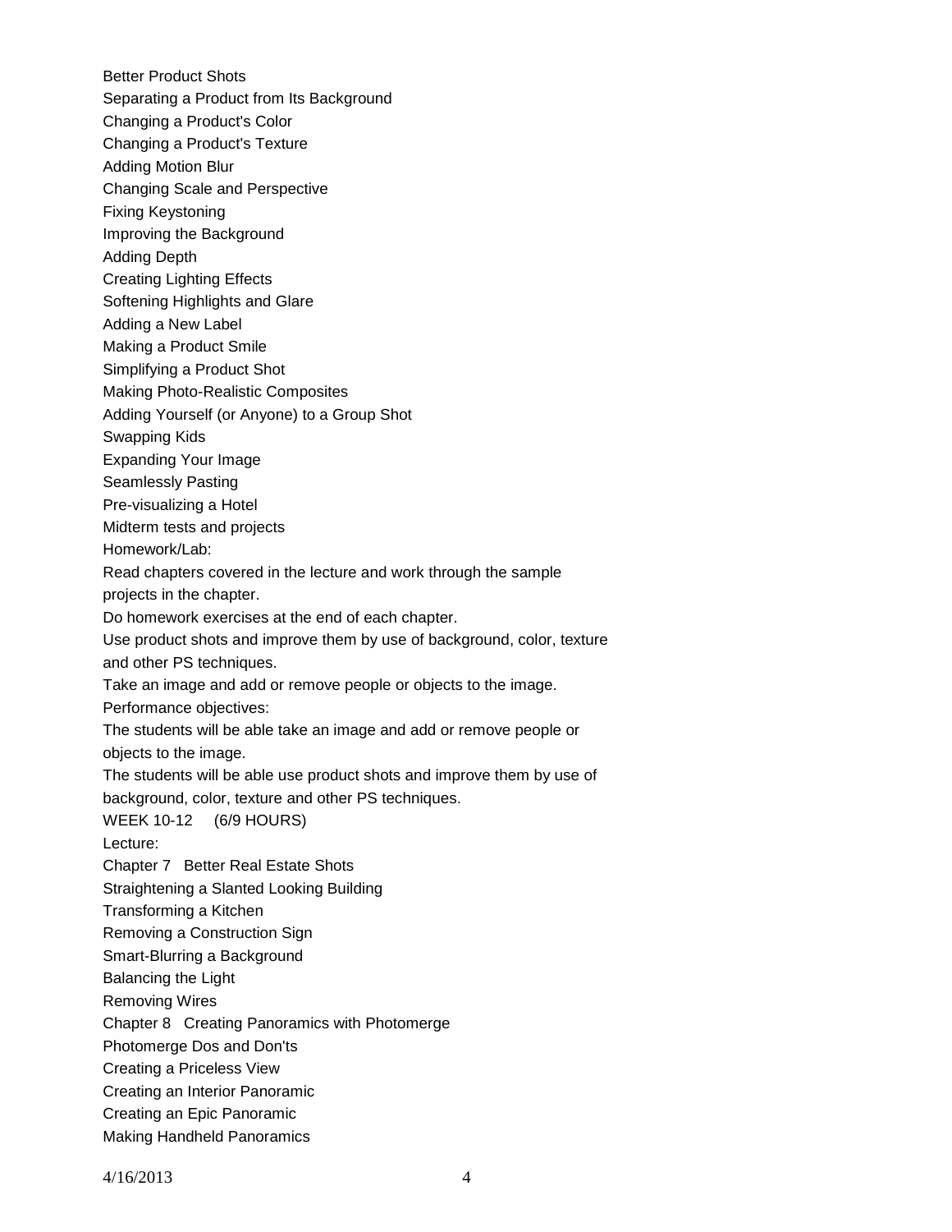Better Product Shots

Separating a Product from Its Background

Changing a Product's Color

Changing a Product's Texture

Adding Motion Blur

Changing Scale and Perspective

Fixing Keystoning

Improving the Background

Adding Depth

Creating Lighting Effects

Softening Highlights and Glare

Adding a New Label

Making a Product Smile

Simplifying a Product Shot

Making Photo-Realistic Composites

Adding Yourself (or Anyone) to a Group Shot

Swapping Kids

Expanding Your Image

Seamlessly Pasting

Pre-visualizing a Hotel

Midterm tests and projects

Homework/Lab:

Read chapters covered in the lecture and work through the sample projects in the chapter.

Do homework exercises at the end of each chapter.

Use product shots and improve them by use of background, color, texture and other PS techniques.

Take an image and add or remove people or objects to the image.

Performance objectives:

The students will be able take an image and add or remove people or objects to the image.

The students will be able use product shots and improve them by use of background, color, texture and other PS techniques.

WEEK 10-12 (6/9 HOURS)

Lecture:

Chapter 7 Better Real Estate Shots

Straightening a Slanted Looking Building

Transforming a Kitchen

Removing a Construction Sign

Smart-Blurring a Background

Balancing the Light

Removing Wires

Chapter 8 Creating Panoramics with Photomerge

Photomerge Dos and Don'ts

Creating a Priceless View

Creating an Interior Panoramic

Creating an Epic Panoramic

Making Handheld Panoramics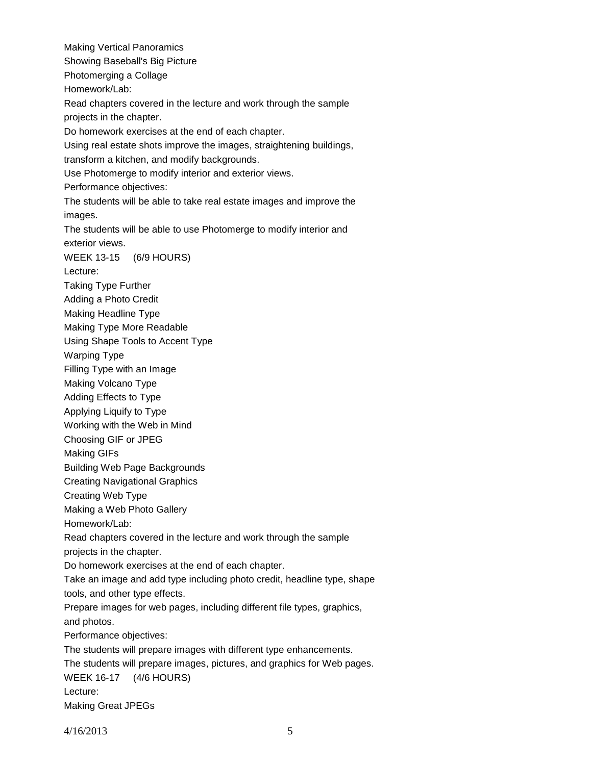Making Vertical Panoramics
Showing Baseball's Big Picture
Photomerging a Collage
Homework/Lab:
Read chapters covered in the lecture and work through the sample projects in the chapter.
Do homework exercises at the end of each chapter.
Using real estate shots improve the images, straightening buildings, transform a kitchen, and modify backgrounds.
Use Photomerge to modify interior and exterior views.
Performance objectives:
The students will be able to take real estate images and improve the images.
The students will be able to use Photomerge to modify interior and exterior views.
WEEK 13-15 (6/9 HOURS)
Lecture:
Taking Type Further
Adding a Photo Credit
Making Headline Type
Making Type More Readable
Using Shape Tools to Accent Type
Warping Type
Filling Type with an Image
Making Volcano Type
Adding Effects to Type
Applying Liquify to Type
Working with the Web in Mind
Choosing GIF or JPEG
Making GIFs
Building Web Page Backgrounds
Creating Navigational Graphics
Creating Web Type
Making a Web Photo Gallery
Homework/Lab:
Read chapters covered in the lecture and work through the sample projects in the chapter.
Do homework exercises at the end of each chapter.
Take an image and add type including photo credit, headline type, shape tools, and other type effects.
Prepare images for web pages, including different file types, graphics, and photos.
Performance objectives:
The students will prepare images with different type enhancements.
The students will prepare images, pictures, and graphics for Web pages.
WEEK 16-17 (4/6 HOURS)
Lecture:
Making Great JPEGs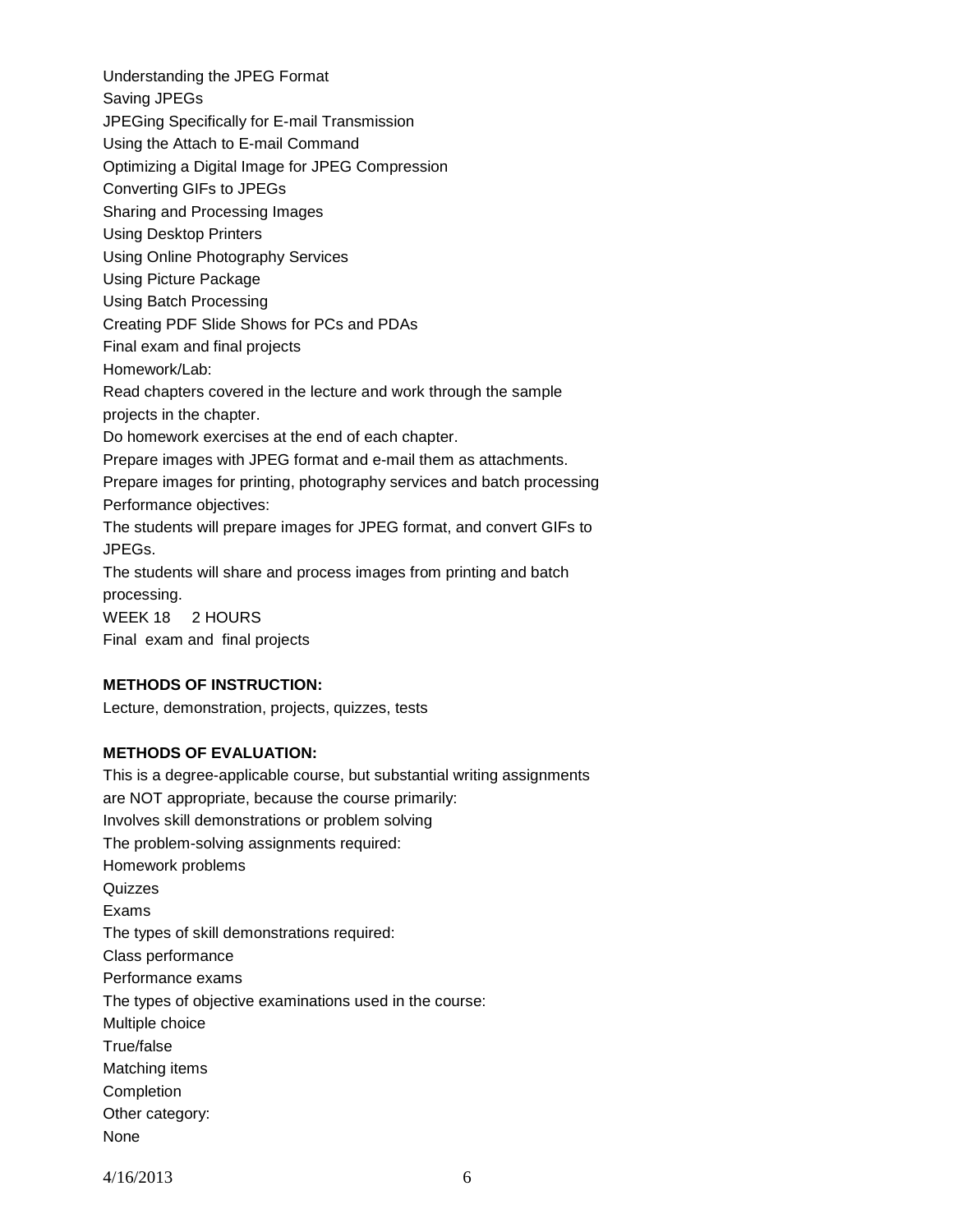Understanding the JPEG Format
Saving JPEGs
JPEGing Specifically for E-mail Transmission
Using the Attach to E-mail Command
Optimizing a Digital Image for JPEG Compression
Converting GIFs to JPEGs
Sharing and Processing Images
Using Desktop Printers
Using Online Photography Services
Using Picture Package
Using Batch Processing
Creating PDF Slide Shows for PCs and PDAs
Final exam and final projects
Homework/Lab:
Read chapters covered in the lecture and work through the sample projects in the chapter.
Do homework exercises at the end of each chapter.
Prepare images with JPEG format and e-mail them as attachments.
Prepare images for printing, photography services and batch processing
Performance objectives:
The students will prepare images for JPEG format, and convert GIFs to JPEGs.
The students will share and process images from printing and batch processing.
WEEK 18 2 HOURS
Final exam and final projects

**METHODS OF INSTRUCTION:**

Lecture, demonstration, projects, quizzes, tests

**METHODS OF EVALUATION:**

This is a degree-applicable course, but substantial writing assignments are NOT appropriate, because the course primarily:
Involves skill demonstrations or problem solving
The problem-solving assignments required:
Homework problems
Quizzes
Exams
The types of skill demonstrations required:
Class performance
Performance exams
The types of objective examinations used in the course:
Multiple choice
True/false
Matching items
Completion
Other category:
None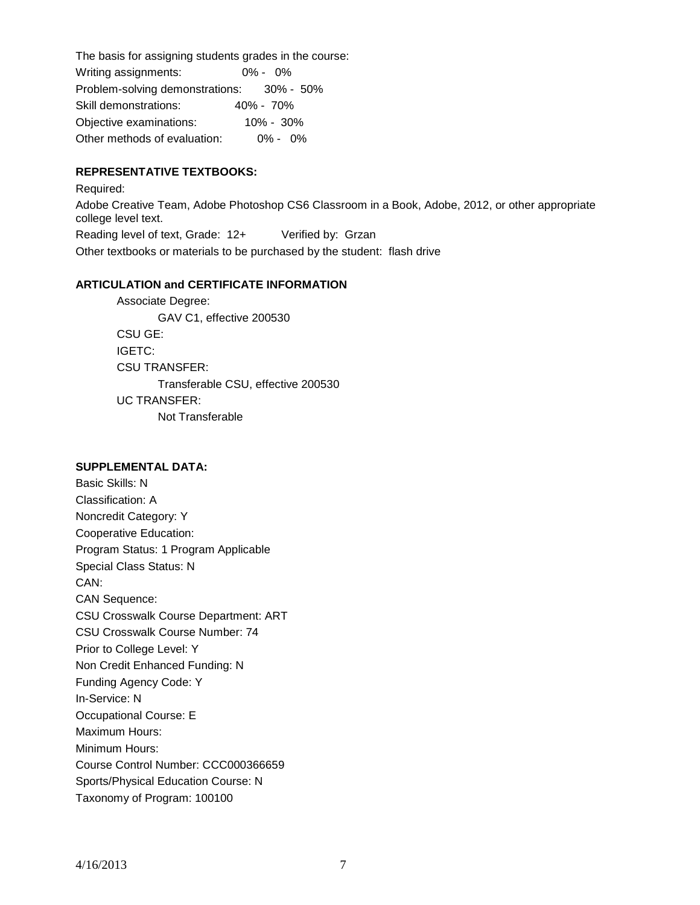The basis for assigning students grades in the course:

| | |
|---|---|
| Writing assignments: | 0% - 0% |
| Problem-solving demonstrations: | 30% - 50% |
| Skill demonstrations: | 40% - 70% |
| Objective examinations: | 10% - 30% |
| Other methods of evaluation: | 0% - 0% |

**REPRESENTATIVE TEXTBOOKS:**

Required:

Adobe Creative Team, Adobe Photoshop CS6 Classroom in a Book, Adobe, 2012, or other appropriate college level text.

Reading level of text, Grade: 12+ Verified by: Grzan

Other textbooks or materials to be purchased by the student: flash drive

**ARTICULATION and CERTIFICATE INFORMATION**

Associate Degree:
GAV C1, effective 200530
CSU GE:
IGETC:
CSU TRANSFER:
Transferable CSU, effective 200530
UC TRANSFER:
Not Transferable

**SUPPLEMENTAL DATA:**

Basic Skills: N
Classification: A
Noncredit Category: Y
Cooperative Education:
Program Status: 1 Program Applicable
Special Class Status: N
CAN:
CAN Sequence:
CSU Crosswalk Course Department: ART
CSU Crosswalk Course Number: 74
Prior to College Level: Y
Non Credit Enhanced Funding: N
Funding Agency Code: Y
In-Service: N
Occupational Course: E
Maximum Hours:
Minimum Hours:
Course Control Number: CCC000366659
Sports/Physical Education Course: N
Taxonomy of Program: 100100